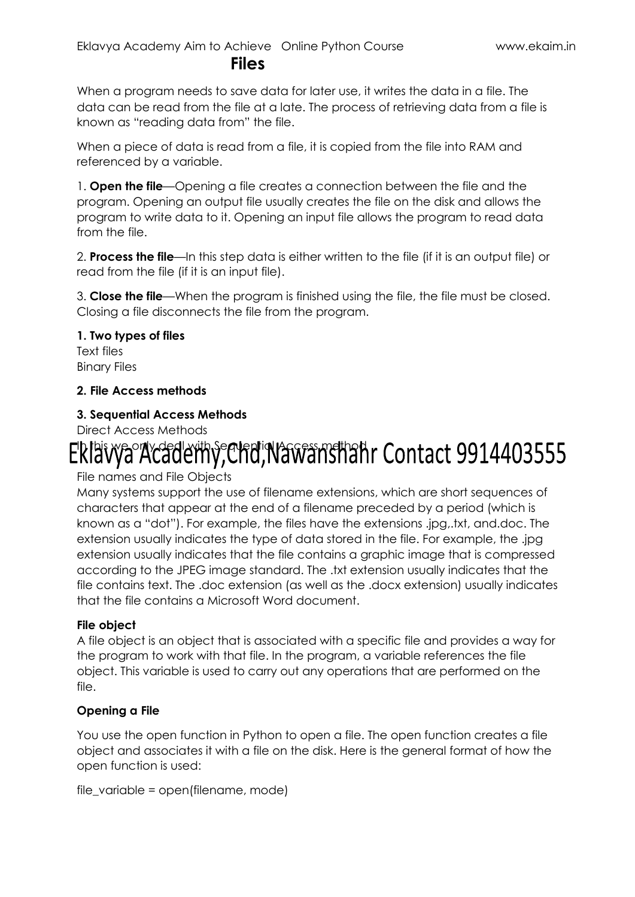# Files

When a program needs to save data for later use, it writes the data in a file. The data can be read from the file at a late. The process of retrieving data from a file is known as "reading data from" the file.

When a piece of data is read from a file, it is copied from the file into RAM and referenced by a variable.

1. **Open the file**—Opening a file creates a connection between the file and the program. Opening an output file usually creates the file on the disk and allows the program to write data to it. Opening an input file allows the program to read data from the file.

2. **Process the file**—In this step data is either written to the file (if it is an output file) or read from the file (if it is an input file).

3. **Close the file**—When the program is finished using the file, the file must be closed. Closing a file disconnects the file from the program.

**1. Two types of files**

Text files
Binary Files

**2. File Access methods**

**3. Sequential Access Methods**

Direct Access Methods
In this we only deal with Sequential Access method

Eklavya Academy,Chd,Nawanshahr Contact 9914403555

File names and File Objects

Many systems support the use of filename extensions, which are short sequences of characters that appear at the end of a filename preceded by a period (which is known as a "dot"). For example, the files have the extensions .jpg,.txt, and.doc. The extension usually indicates the type of data stored in the file. For example, the .jpg extension usually indicates that the file contains a graphic image that is compressed according to the JPEG image standard. The .txt extension usually indicates that the file contains text. The .doc extension (as well as the .docx extension) usually indicates that the file contains a Microsoft Word document.

**File object**

A file object is an object that is associated with a specific file and provides a way for the program to work with that file. In the program, a variable references the file object. This variable is used to carry out any operations that are performed on the file.

**Opening a File**

You use the open function in Python to open a file. The open function creates a file object and associates it with a file on the disk. Here is the general format of how the open function is used:

```
file_variable = open(filename, mode)
```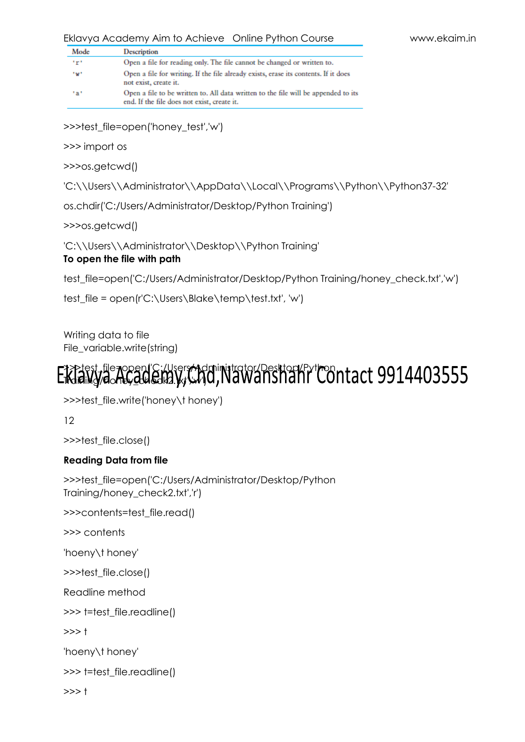| Mode | Description |
| --- | --- |
| 'r' | Open a file for reading only. The file cannot be changed or written to. |
| 'w' | Open a file for writing. If the file already exists, erase its contents. If it does not exist, create it. |
| 'a' | Open a file to be written to. All data written to the file will be appended to its end. If the file does not exist, create it. |

>>>test_file=open('honey_test','w')

>>> import os

>>>os.getcwd()

'C:\\Users\\Administrator\\AppData\\Local\\Programs\\Python\\Python37-32'

os.chdir('C:/Users/Administrator/Desktop/Python Training')

>>>os.getcwd()

'C:\\Users\\Administrator\\Desktop\\Python Training'

**To open the file with path**

test_file=open('C:/Users/Administrator/Desktop/Python Training/honey_check.txt','w')

test_file = open(r'C:\Users\Blake\temp\test.txt', 'w')

Writing data to file

File_variable.write(string)

>>>test_file=open('C:/Users/Administrator/Desktop/Python Training/honey_check2.txt','w')

Eklavya Academy,Chd,Nawanshahr Contact 9914403555

>>>test_file.write('honey\t honey')

12

>>>test_file.close()

**Reading Data from file**

>>>test_file=open('C:/Users/Administrator/Desktop/Python Training/honey_check2.txt','r')

>>>contents=test_file.read()

>>> contents

'hoeny\t honey'

>>>test_file.close()

Readline method

>>> t=test_file.readline()

>>> t

'hoeny\t honey'

>>> t=test_file.readline()

>>> t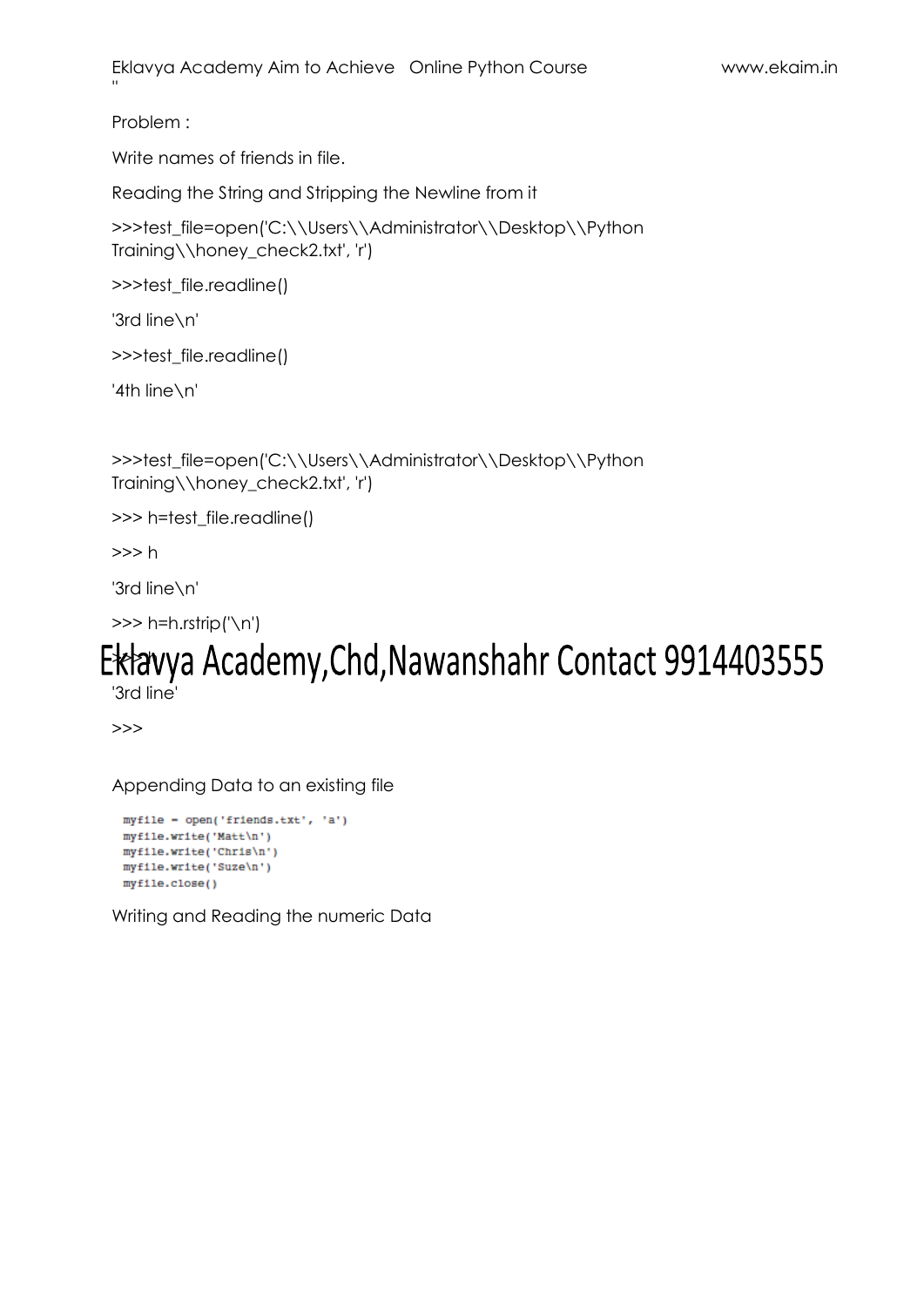''

Problem :

Write names of friends in file.

Reading the String and Stripping the Newline from it

```
>>>test_file=open('C:\\Users\\Administrator\\Desktop\\Python Training\\honey_check2.txt', 'r')
>>>test_file.readline()
'3rd line\n'
>>>test_file.readline()
'4th line\n'
```

```
>>>test_file=open('C:\\Users\\Administrator\\Desktop\\Python Training\\honey_check2.txt', 'r')
>>> h=test_file.readline()
>>> h
'3rd line\n'
>>> h=h.rstrip('\n')
>>> h
'3rd line'
>>>
```

Appending Data to an existing file

```
myfile = open('friends.txt', 'a')
myfile.write('Matt\n')
myfile.write('Chris\n')
myfile.write('Suze\n')
myfile.close()
```

Writing and Reading the numeric Data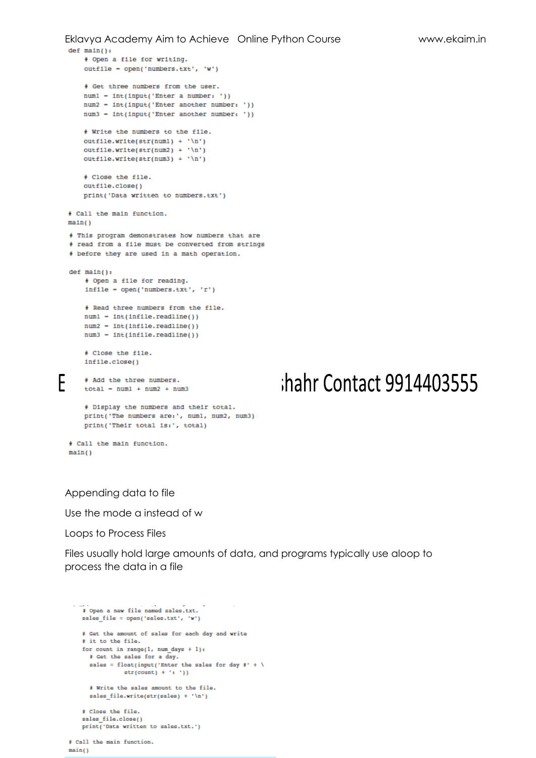```python
def main():
    # Open a file for writing.
    outfile = open('numbers.txt', 'w')

    # Get three numbers from the user.
    num1 = int(input('Enter a number: '))
    num2 = int(input('Enter another number: '))
    num3 = int(input('Enter another number: '))

    # Write the numbers to the file.
    outfile.write(str(num1) + '\n')
    outfile.write(str(num2) + '\n')
    outfile.write(str(num3) + '\n')

    # Close the file.
    outfile.close()
    print('Data written to numbers.txt')

# Call the main function.
main()
```

```python
# This program demonstrates how numbers that are
# read from a file must be converted from strings
# before they are used in a math operation.

def main():
    # Open a file for reading.
    infile = open('numbers.txt', 'r')

    # Read three numbers from the file.
    num1 = int(infile.readline())
    num2 = int(infile.readline())
    num3 = int(infile.readline())

    # Close the file.
    infile.close()

    # Add the three numbers.
    total = num1 + num2 + num3

    # Display the numbers and their total.
    print('The numbers are:', num1, num2, num3)
    print('Their total is:', total)

# Call the main function.
main()
```

Appending data to file

Use the mode a instead of w

Loops to Process Files

Files usually hold large amounts of data, and programs typically use aloop to process the data in a file

```python
    # Open a new file named sales.txt.
    sales_file = open('sales.txt', 'w')

    # Get the amount of sales for each day and write
    # it to the file.
    for count in range(1, num_days + 1):
      # Get the sales for a day.
      sales = float(input('Enter the sales for day #' + \
               str(count) + ': '))

      # Write the sales amount to the file.
      sales_file.write(str(sales) + '\n')

    # Close the file.
    sales_file.close()
    print('Data written to sales.txt.')

# Call the main function.
main()
```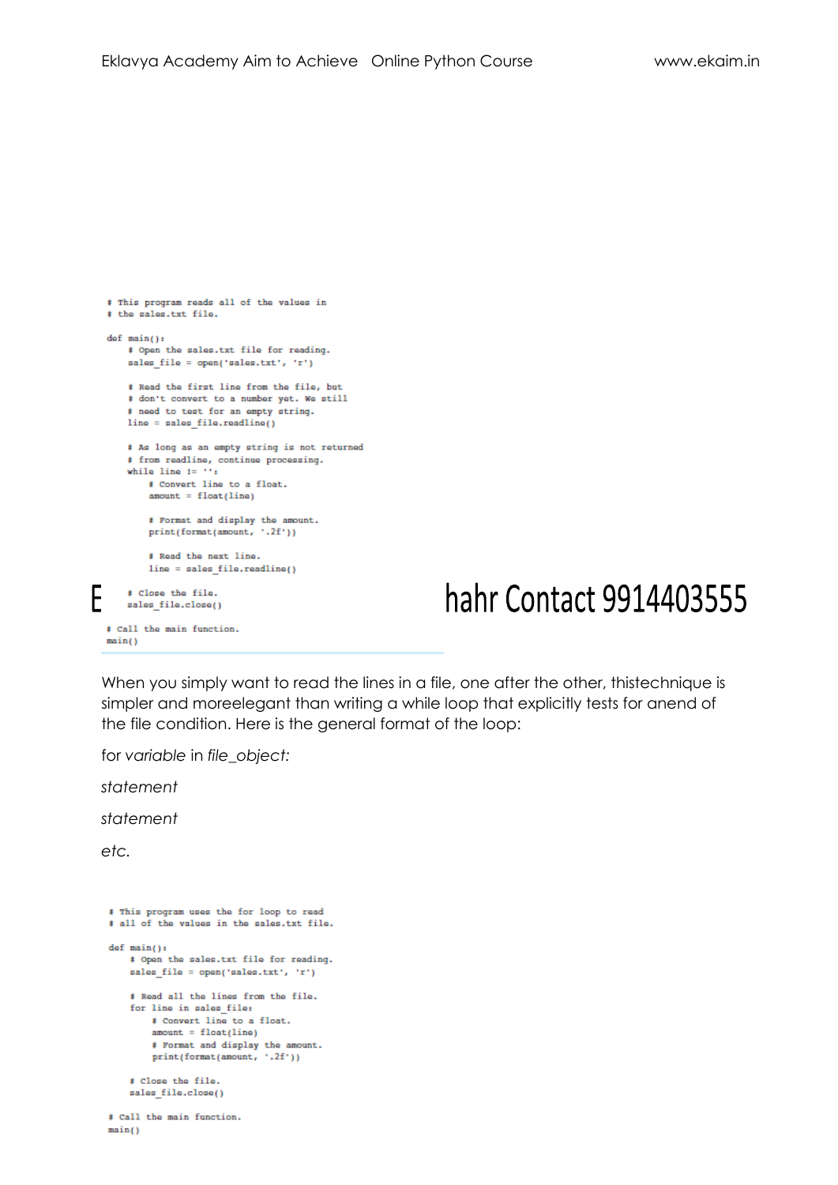```python
# This program reads all of the values in
# the sales.txt file.

def main():
    # Open the sales.txt file for reading.
    sales_file = open('sales.txt', 'r')

    # Read the first line from the file, but
    # don't convert to a number yet. We still
    # need to test for an empty string.
    line = sales_file.readline()

    # As long as an empty string is not returned
    # from readline, continue processing.
    while line != '':
        # Convert line to a float.
        amount = float(line)

        # Format and display the amount.
        print(format(amount, '.2f'))

        # Read the next line.
        line = sales_file.readline()

    # Close the file.
    sales_file.close()

# Call the main function.
main()
```

E hahr Contact 9914403555

When you simply want to read the lines in a file, one after the other, thistechnique is simpler and moreelegant than writing a while loop that explicitly tests for anend of the file condition. Here is the general format of the loop:

for *variable* in *file_object:*

*statement*

*statement*

*etc.*

```python
# This program uses the for loop to read
# all of the values in the sales.txt file.

def main():
    # Open the sales.txt file for reading.
    sales_file = open('sales.txt', 'r')

    # Read all the lines from the file.
    for line in sales_file:
        # Convert line to a float.
        amount = float(line)
        # Format and display the amount.
        print(format(amount, '.2f'))

    # Close the file.
    sales_file.close()

# Call the main function.
main()
```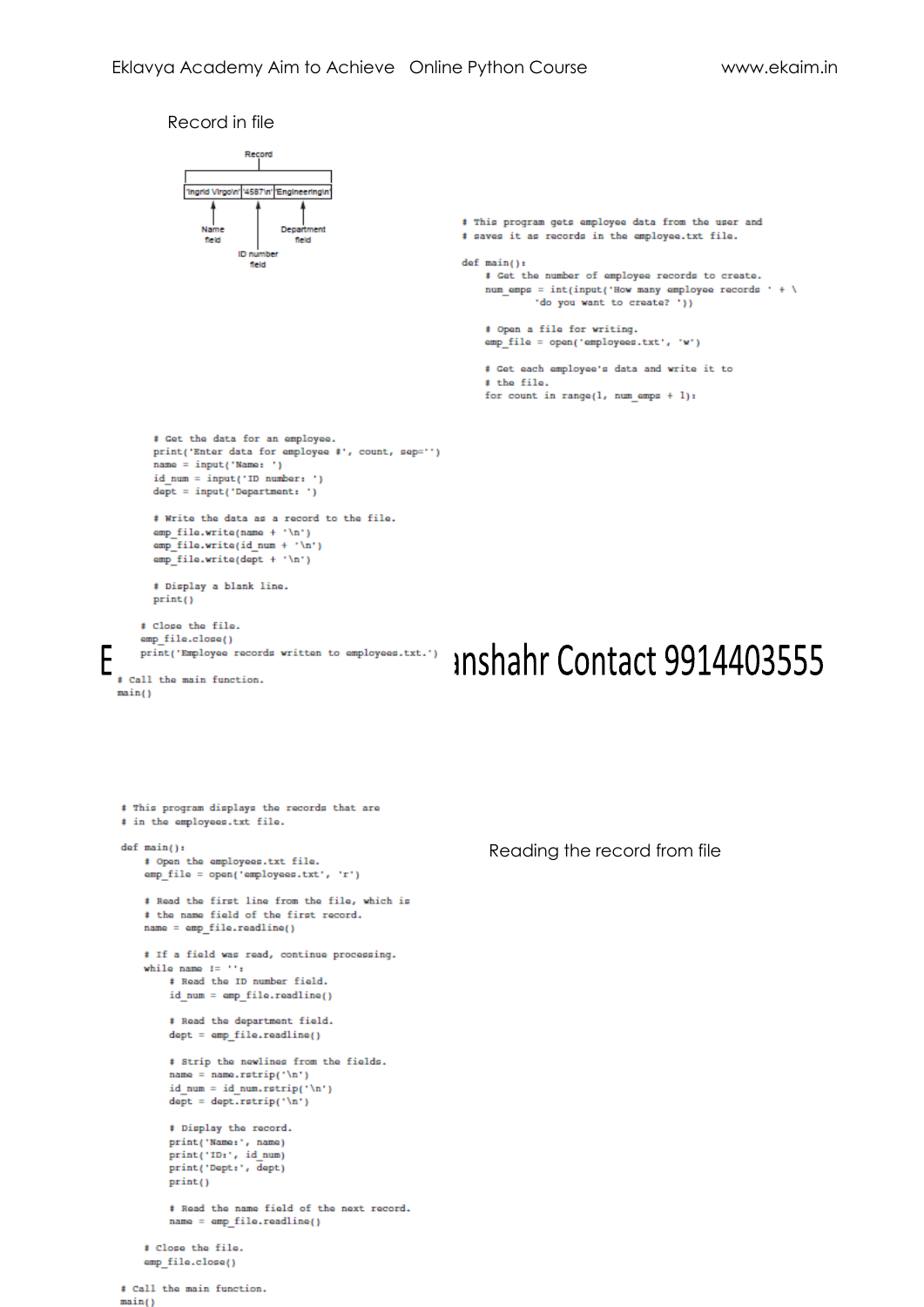Record in file

Record

'Ingrid Virgo\n' | '4587\n' | 'Engineering\n'

Name field

ID number field

Department field

```
# This program gets employee data from the user and
# saves it as records in the employee.txt file.

def main():
    # Get the number of employee records to create.
    num_emps = int(input('How many employee records ' + \
                 'do you want to create? '))

    # Open a file for writing.
    emp_file = open('employees.txt', 'w')

    # Get each employee's data and write it to
    # the file.
    for count in range(1, num_emps + 1):
        # Get the data for an employee.
        print('Enter data for employee #', count, sep='')
        name = input('Name: ')
        id_num = input('ID number: ')
        dept = input('Department: ')

        # Write the data as a record to the file.
        emp_file.write(name + '\n')
        emp_file.write(id_num + '\n')
        emp_file.write(dept + '\n')

        # Display a blank line.
        print()

    # Close the file.
    emp_file.close()
    print('Employee records written to employees.txt.')

# Call the main function.
main()
```

E...nshahr Contact 9914403555

Reading the record from file

```
# This program displays the records that are
# in the employees.txt file.

def main():
    # Open the employees.txt file.
    emp_file = open('employees.txt', 'r')

    # Read the first line from the file, which is
    # the name field of the first record.
    name = emp_file.readline()

    # If a field was read, continue processing.
    while name != '':
        # Read the ID number field.
        id_num = emp_file.readline()

        # Read the department field.
        dept = emp_file.readline()

        # Strip the newlines from the fields.
        name = name.rstrip('\n')
        id_num = id_num.rstrip('\n')
        dept = dept.rstrip('\n')

        # Display the record.
        print('Name:', name)
        print('ID:', id_num)
        print('Dept:', dept)
        print()

        # Read the name field of the next record.
        name = emp_file.readline()

    # Close the file.
    emp_file.close()

# Call the main function.
main()
```